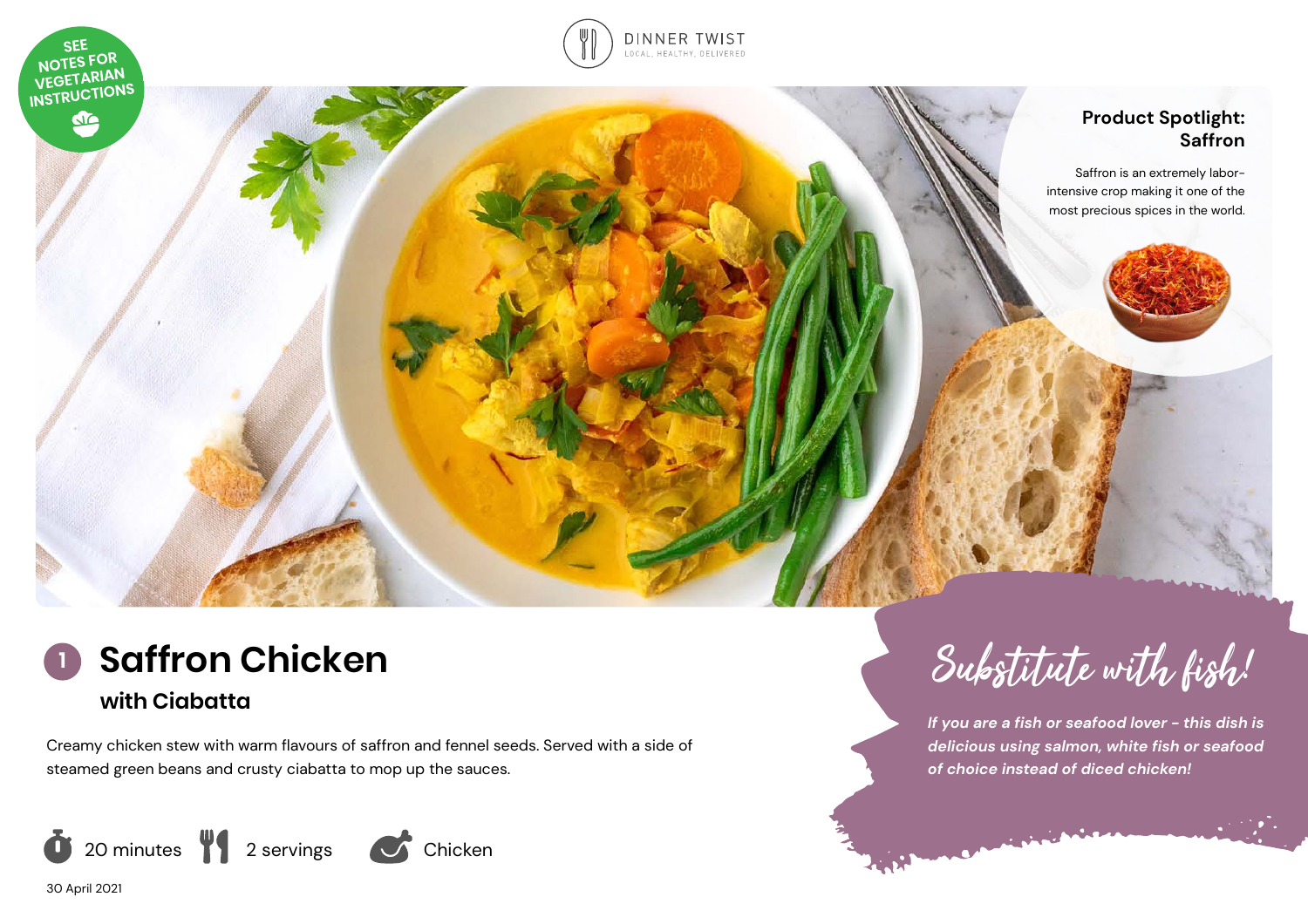SEE NOTES FOR VEGETARIAN INSTRUCTIONS

DINNER TWIST
LOCAL, HEALTHY, DELIVERED

**Product Spotlight: Saffron**

Saffron is an extremely labor-intensive crop making it one of the most precious spices in the world.

# 1 Saffron Chicken

## with Ciabatta

Creamy chicken stew with warm flavours of saffron and fennel seeds. Served with a side of steamed green beans and crusty ciabatta to mop up the sauces.

20 minutes | 2 servings | Chicken

30 April 2021

## Substitute with fish!

*If you are a fish or seafood lover - this dish is delicious using salmon, white fish or seafood of choice instead of diced chicken!*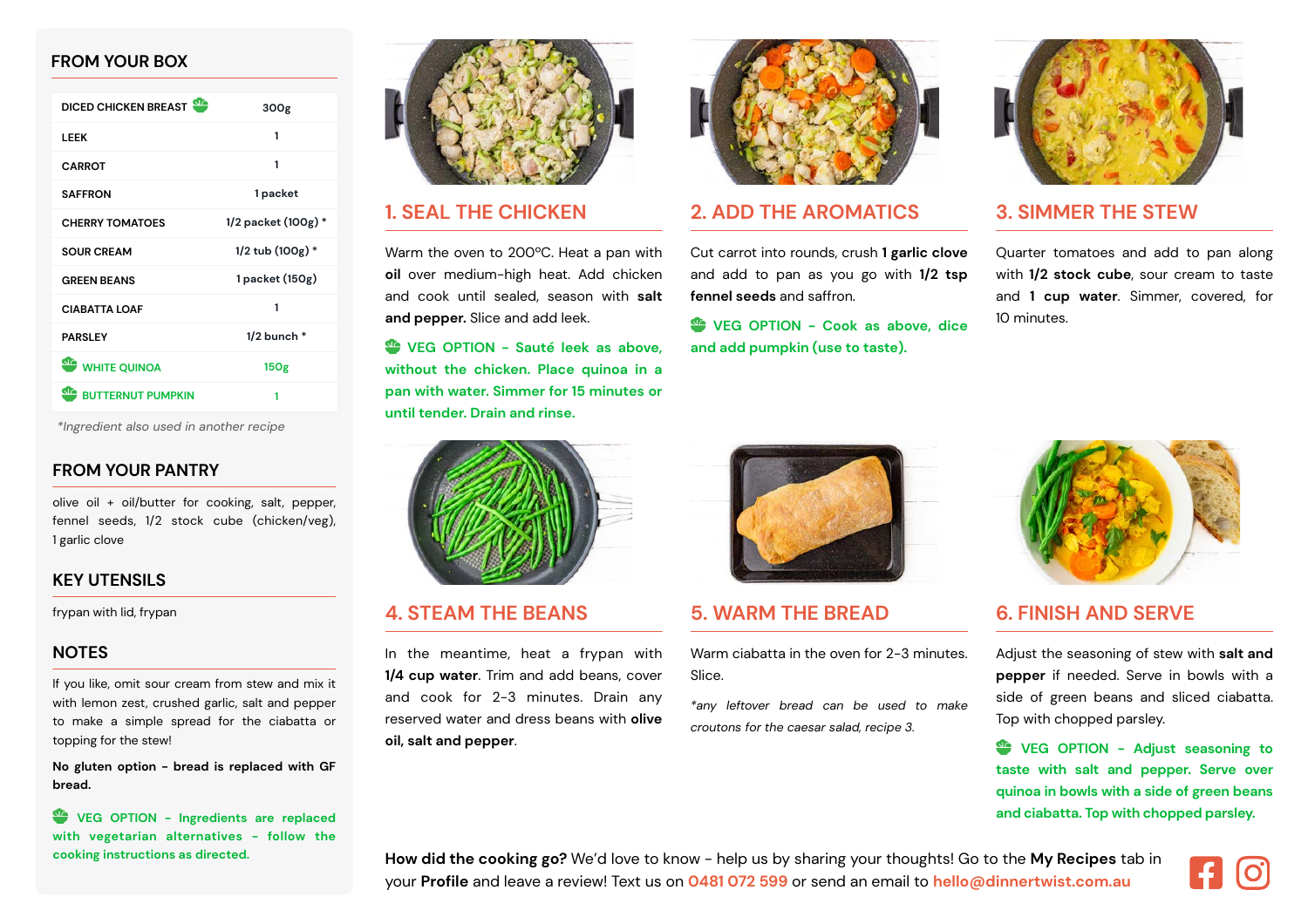## FROM YOUR BOX

| | |
|---|---|
| DICED CHICKEN BREAST | 300g |
| LEEK | 1 |
| CARROT | 1 |
| SAFFRON | 1 packet |
| CHERRY TOMATOES | 1/2 packet (100g) * |
| SOUR CREAM | 1/2 tub (100g) * |
| GREEN BEANS | 1 packet (150g) |
| CIABATTA LOAF | 1 |
| PARSLEY | 1/2 bunch * |
| WHITE QUINOA | 150g |
| BUTTERNUT PUMPKIN | 1 |

*Ingredient also used in another recipe*

## FROM YOUR PANTRY

olive oil + oil/butter for cooking, salt, pepper, fennel seeds, 1/2 stock cube (chicken/veg), 1 garlic clove

## KEY UTENSILS

frypan with lid, frypan

## NOTES

If you like, omit sour cream from stew and mix it with lemon zest, crushed garlic, salt and pepper to make a simple spread for the ciabatta or topping for the stew!

**No gluten option - bread is replaced with GF bread.**

**VEG OPTION - Ingredients are replaced with vegetarian alternatives - follow the cooking instructions as directed.**

## 1. SEAL THE CHICKEN

Warm the oven to 200°C. Heat a pan with **oil** over medium-high heat. Add chicken and cook until sealed, season with **salt and pepper.** Slice and add leek.

**VEG OPTION - Sauté leek as above, without the chicken. Place quinoa in a pan with water. Simmer for 15 minutes or until tender. Drain and rinse.**

## 2. ADD THE AROMATICS

Cut carrot into rounds, crush **1 garlic clove** and add to pan as you go with **1/2 tsp fennel seeds** and saffron.

**VEG OPTION - Cook as above, dice and add pumpkin (use to taste).**

## 3. SIMMER THE STEW

Quarter tomatoes and add to pan along with **1/2 stock cube**, sour cream to taste and **1 cup water**. Simmer, covered, for 10 minutes.

## 4. STEAM THE BEANS

In the meantime, heat a frypan with **1/4 cup water**. Trim and add beans, cover and cook for 2-3 minutes. Drain any reserved water and dress beans with **olive oil, salt and pepper**.

## 5. WARM THE BREAD

Warm ciabatta in the oven for 2-3 minutes. Slice.

*\*any leftover bread can be used to make croutons for the caesar salad, recipe 3.*

## 6. FINISH AND SERVE

Adjust the seasoning of stew with **salt and pepper** if needed. Serve in bowls with a side of green beans and sliced ciabatta. Top with chopped parsley.

**VEG OPTION - Adjust seasoning to taste with salt and pepper. Serve over quinoa in bowls with a side of green beans and ciabatta. Top with chopped parsley.**

**How did the cooking go?** We'd love to know - help us by sharing your thoughts! Go to the **My Recipes** tab in your **Profile** and leave a review! Text us on 0481 072 599 or send an email to hello@dinnertwist.com.au